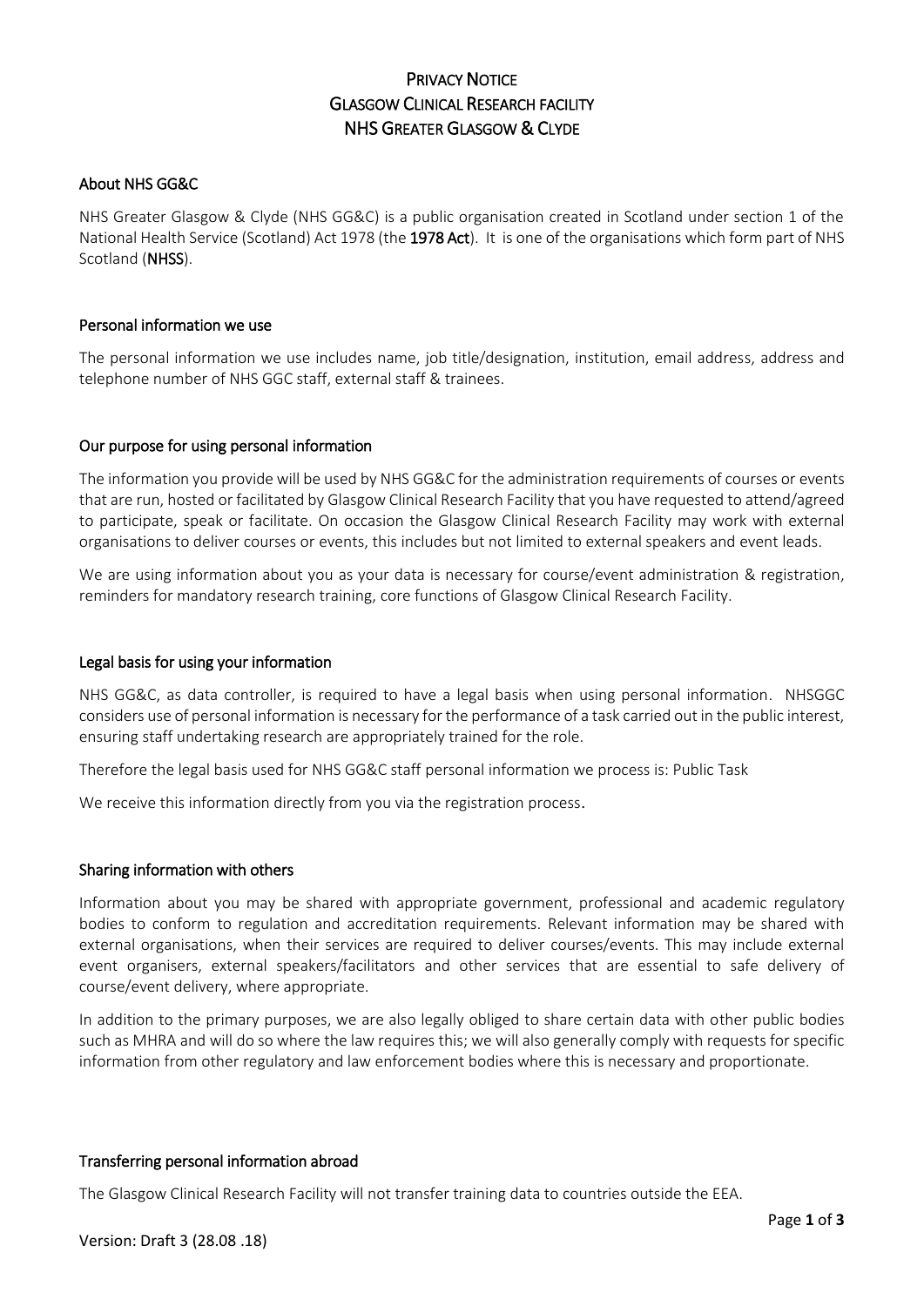# PRIVACY NOTICE
# GLASGOW CLINICAL RESEARCH FACILITY
# NHS GREATER GLASGOW & CLYDE

## About NHS GG&C

NHS Greater Glasgow & Clyde (NHS GG&C) is a public organisation created in Scotland under section 1 of the National Health Service (Scotland) Act 1978 (the **1978 Act**). It is one of the organisations which form part of NHS Scotland (**NHSS**).

## Personal information we use

The personal information we use includes name, job title/designation, institution, email address, address and telephone number of NHS GGC staff, external staff & trainees.

## Our purpose for using personal information

The information you provide will be used by NHS GG&C for the administration requirements of courses or events that are run, hosted or facilitated by Glasgow Clinical Research Facility that you have requested to attend/agreed to participate, speak or facilitate. On occasion the Glasgow Clinical Research Facility may work with external organisations to deliver courses or events, this includes but not limited to external speakers and event leads.

We are using information about you as your data is necessary for course/event administration & registration, reminders for mandatory research training, core functions of Glasgow Clinical Research Facility.

## Legal basis for using your information

NHS GG&C, as data controller, is required to have a legal basis when using personal information. NHSGGC considers use of personal information is necessary for the performance of a task carried out in the public interest, ensuring staff undertaking research are appropriately trained for the role.

Therefore the legal basis used for NHS GG&C staff personal information we process is: Public Task

We receive this information directly from you via the registration process.

## Sharing information with others

Information about you may be shared with appropriate government, professional and academic regulatory bodies to conform to regulation and accreditation requirements. Relevant information may be shared with external organisations, when their services are required to deliver courses/events. This may include external event organisers, external speakers/facilitators and other services that are essential to safe delivery of course/event delivery, where appropriate.

In addition to the primary purposes, we are also legally obliged to share certain data with other public bodies such as MHRA and will do so where the law requires this; we will also generally comply with requests for specific information from other regulatory and law enforcement bodies where this is necessary and proportionate.

## Transferring personal information abroad

The Glasgow Clinical Research Facility will not transfer training data to countries outside the EEA.

Version: Draft 3 (28.08 .18)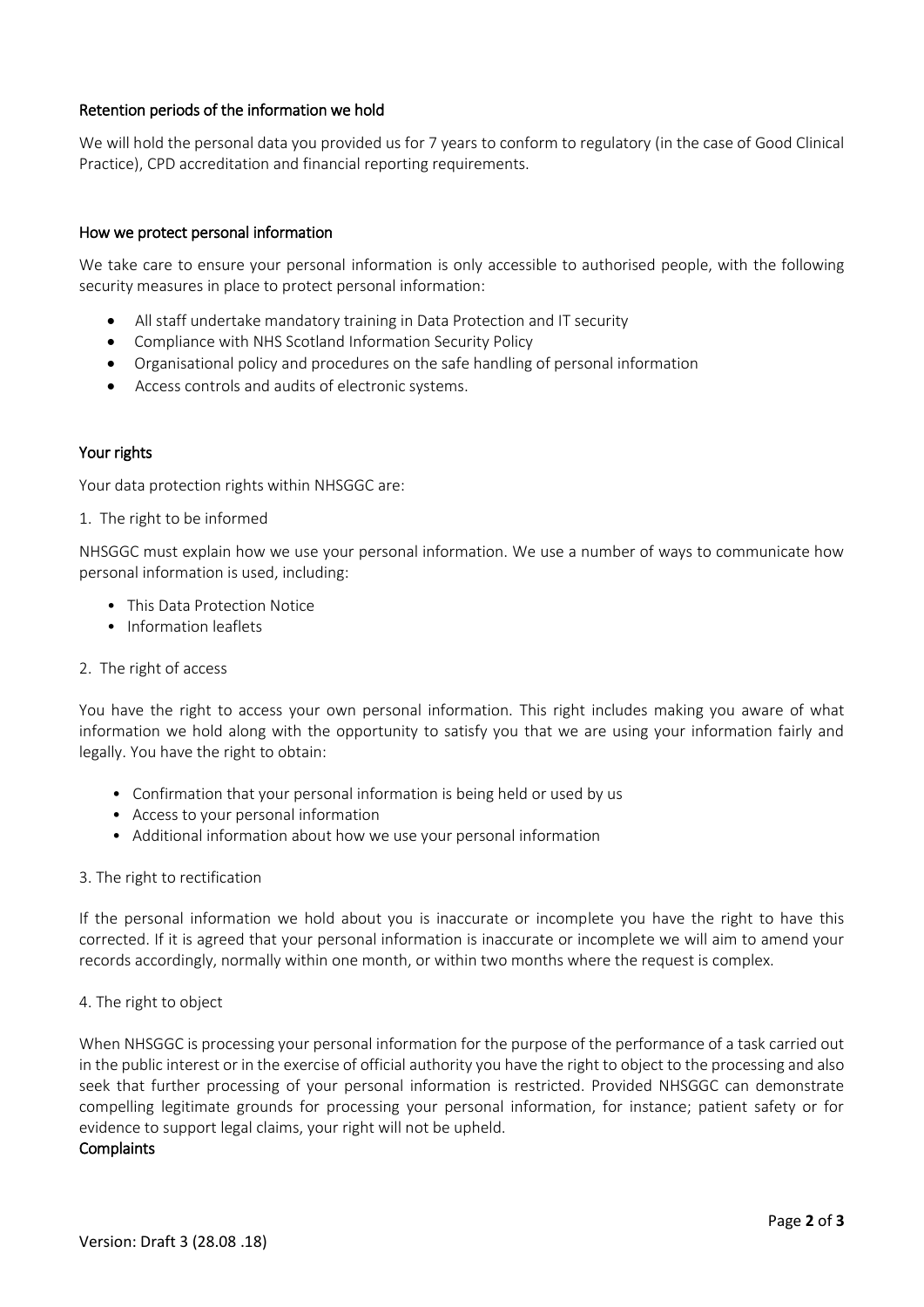## Retention periods of the information we hold

We will hold the personal data you provided us for 7 years to conform to regulatory (in the case of Good Clinical Practice), CPD accreditation and financial reporting requirements.

## How we protect personal information

We take care to ensure your personal information is only accessible to authorised people, with the following security measures in place to protect personal information:

- All staff undertake mandatory training in Data Protection and IT security
- Compliance with NHS Scotland Information Security Policy
- Organisational policy and procedures on the safe handling of personal information
- Access controls and audits of electronic systems.

## Your rights

Your data protection rights within NHSGGC are:

1. The right to be informed

NHSGGC must explain how we use your personal information. We use a number of ways to communicate how personal information is used, including:

- This Data Protection Notice
- Information leaflets

2. The right of access

You have the right to access your own personal information. This right includes making you aware of what information we hold along with the opportunity to satisfy you that we are using your information fairly and legally. You have the right to obtain:

- Confirmation that your personal information is being held or used by us
- Access to your personal information
- Additional information about how we use your personal information

3. The right to rectification

If the personal information we hold about you is inaccurate or incomplete you have the right to have this corrected. If it is agreed that your personal information is inaccurate or incomplete we will aim to amend your records accordingly, normally within one month, or within two months where the request is complex.

4. The right to object

When NHSGGC is processing your personal information for the purpose of the performance of a task carried out in the public interest or in the exercise of official authority you have the right to object to the processing and also seek that further processing of your personal information is restricted. Provided NHSGGC can demonstrate compelling legitimate grounds for processing your personal information, for instance; patient safety or for evidence to support legal claims, your right will not be upheld.

## Complaints

Version: Draft 3 (28.08 .18)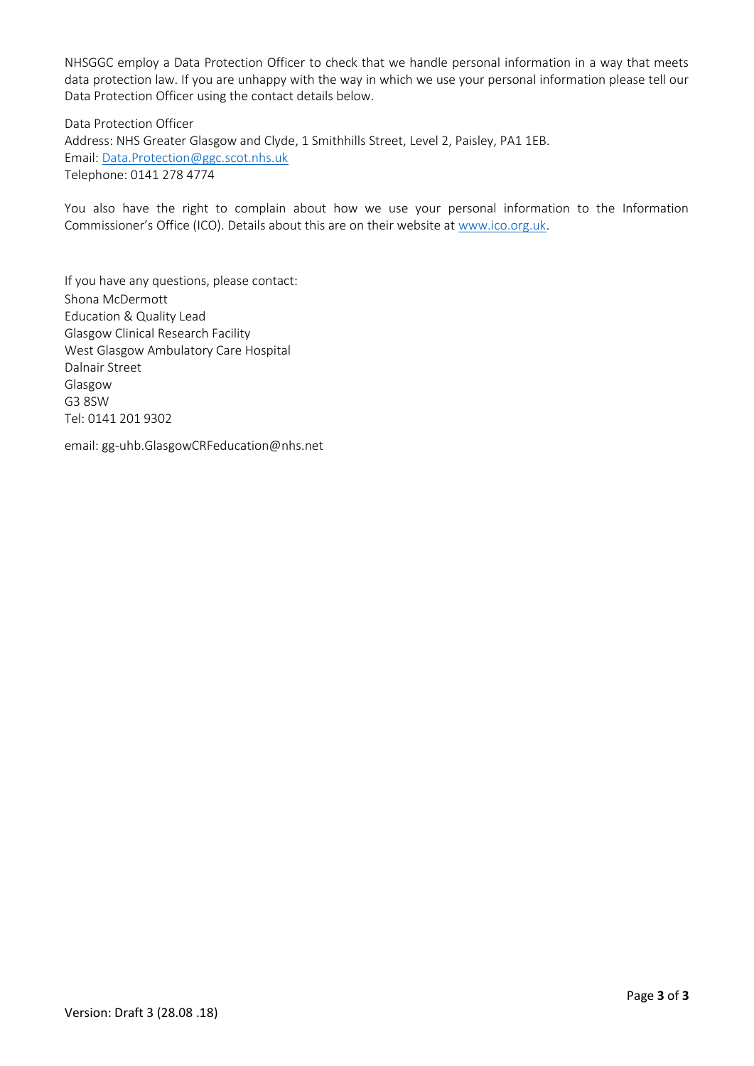NHSGGC employ a Data Protection Officer to check that we handle personal information in a way that meets data protection law. If you are unhappy with the way in which we use your personal information please tell our Data Protection Officer using the contact details below.

Data Protection Officer
Address: NHS Greater Glasgow and Clyde, 1 Smithhills Street, Level 2, Paisley, PA1 1EB.
Email: Data.Protection@ggc.scot.nhs.uk
Telephone: 0141 278 4774

You also have the right to complain about how we use your personal information to the Information Commissioner's Office (ICO). Details about this are on their website at www.ico.org.uk.

If you have any questions, please contact:
Shona McDermott
Education & Quality Lead
Glasgow Clinical Research Facility
West Glasgow Ambulatory Care Hospital
Dalnair Street
Glasgow
G3 8SW
Tel: 0141 201 9302

email: gg-uhb.GlasgowCRFeducation@nhs.net

Version: Draft 3 (28.08 .18)